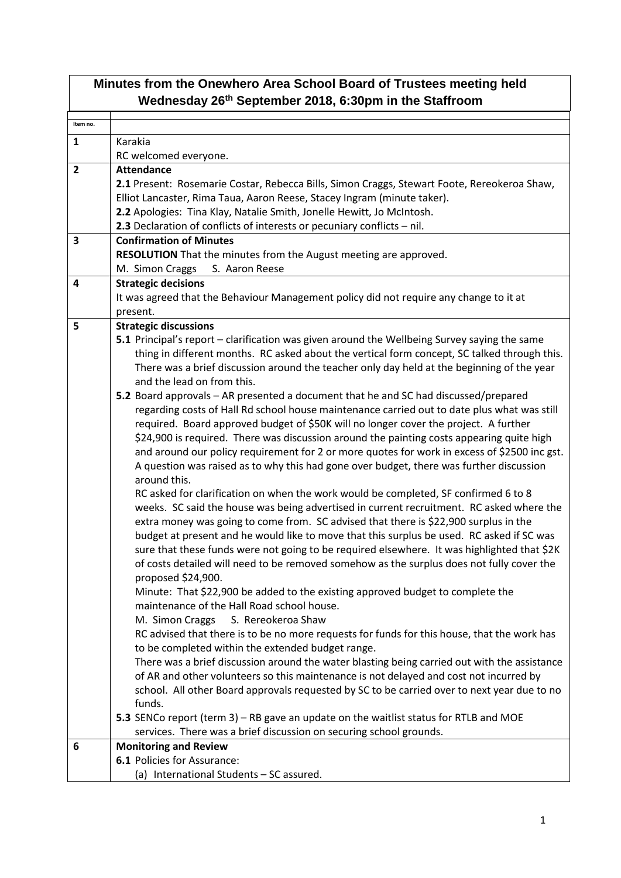# Minutes from the Onewhero Area School Board of Trustees meeting held Wednesday 26th September 2018, 6:30pm in the Staffroom

| Item no. | |
|---|---|
| **1** | Karakia<br>RC welcomed everyone. |
| **2** | **Attendance**<br>**2.1** Present: Rosemarie Costar, Rebecca Bills, Simon Craggs, Stewart Foote, Rereokeroa Shaw, Elliot Lancaster, Rima Taua, Aaron Reese, Stacey Ingram (minute taker).<br>**2.2** Apologies: Tina Klay, Natalie Smith, Jonelle Hewitt, Jo McIntosh.<br>**2.3** Declaration of conflicts of interests or pecuniary conflicts – nil. |
| **3** | **Confirmation of Minutes**<br>**RESOLUTION** That the minutes from the August meeting are approved.<br>M. Simon Craggs S. Aaron Reese |
| **4** | **Strategic decisions**<br>It was agreed that the Behaviour Management policy did not require any change to it at present. |
| **5** | **Strategic discussions**<br>**5.1** Principal's report – clarification was given around the Wellbeing Survey saying the same thing in different months. RC asked about the vertical form concept, SC talked through this. There was a brief discussion around the teacher only day held at the beginning of the year and the lead on from this.<br>**5.2** Board approvals – AR presented a document that he and SC had discussed/prepared regarding costs of Hall Rd school house maintenance carried out to date plus what was still required. Board approved budget of $50K will no longer cover the project. A further $24,900 is required. There was discussion around the painting costs appearing quite high and around our policy requirement for 2 or more quotes for work in excess of $2500 inc gst. A question was raised as to why this had gone over budget, there was further discussion around this.<br>RC asked for clarification on when the work would be completed, SF confirmed 6 to 8 weeks. SC said the house was being advertised in current recruitment. RC asked where the extra money was going to come from. SC advised that there is $22,900 surplus in the budget at present and he would like to move that this surplus be used. RC asked if SC was sure that these funds were not going to be required elsewhere. It was highlighted that $2K of costs detailed will need to be removed somehow as the surplus does not fully cover the proposed $24,900.<br>Minute: That $22,900 be added to the existing approved budget to complete the maintenance of the Hall Road school house.<br>M. Simon Craggs S. Rereokeroa Shaw<br>RC advised that there is to be no more requests for funds for this house, that the work has to be completed within the extended budget range.<br>There was a brief discussion around the water blasting being carried out with the assistance of AR and other volunteers so this maintenance is not delayed and cost not incurred by school. All other Board approvals requested by SC to be carried over to next year due to no funds.<br>**5.3** SENCo report (term 3) – RB gave an update on the waitlist status for RTLB and MOE services. There was a brief discussion on securing school grounds. |
| **6** | **Monitoring and Review**<br>**6.1** Policies for Assurance:<br>(a) International Students – SC assured. |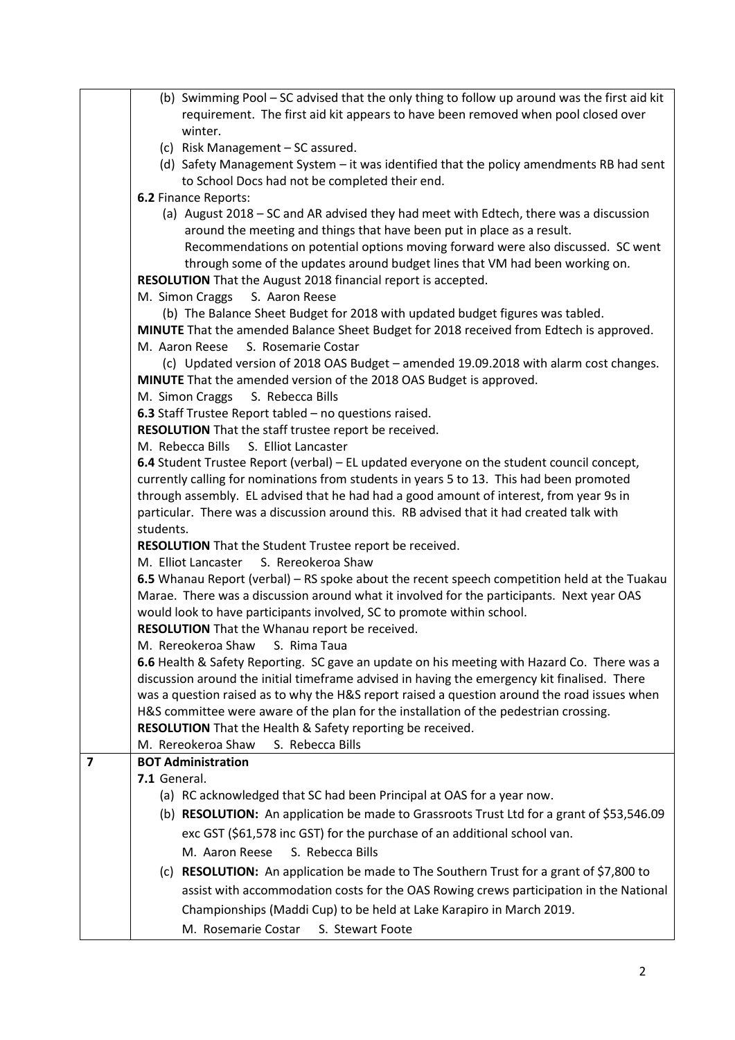| | |
|---|---|
| | (b) Swimming Pool – SC advised that the only thing to follow up around was the first aid kit requirement. The first aid kit appears to have been removed when pool closed over winter.<br>(c) Risk Management – SC assured.<br>(d) Safety Management System – it was identified that the policy amendments RB had sent to School Docs had not be completed their end.<br>**6.2** Finance Reports:<br>(a) August 2018 – SC and AR advised they had meet with Edtech, there was a discussion around the meeting and things that have been put in place as a result. Recommendations on potential options moving forward were also discussed. SC went through some of the updates around budget lines that VM had been working on.<br>**RESOLUTION** That the August 2018 financial report is accepted.<br>M. Simon Craggs S. Aaron Reese<br>(b) The Balance Sheet Budget for 2018 with updated budget figures was tabled.<br>**MINUTE** That the amended Balance Sheet Budget for 2018 received from Edtech is approved.<br>M. Aaron Reese S. Rosemarie Costar<br>(c) Updated version of 2018 OAS Budget – amended 19.09.2018 with alarm cost changes.<br>**MINUTE** That the amended version of the 2018 OAS Budget is approved.<br>M. Simon Craggs S. Rebecca Bills<br>**6.3** Staff Trustee Report tabled – no questions raised.<br>**RESOLUTION** That the staff trustee report be received.<br>M. Rebecca Bills S. Elliot Lancaster<br>**6.4** Student Trustee Report (verbal) – EL updated everyone on the student council concept, currently calling for nominations from students in years 5 to 13. This had been promoted through assembly. EL advised that he had had a good amount of interest, from year 9s in particular. There was a discussion around this. RB advised that it had created talk with students.<br>**RESOLUTION** That the Student Trustee report be received.<br>M. Elliot Lancaster S. Rereokeroa Shaw<br>**6.5** Whanau Report (verbal) – RS spoke about the recent speech competition held at the Tuakau Marae. There was a discussion around what it involved for the participants. Next year OAS would look to have participants involved, SC to promote within school.<br>**RESOLUTION** That the Whanau report be received.<br>M. Rereokeroa Shaw S. Rima Taua<br>**6.6** Health & Safety Reporting. SC gave an update on his meeting with Hazard Co. There was a discussion around the initial timeframe advised in having the emergency kit finalised. There was a question raised as to why the H&S report raised a question around the road issues when H&S committee were aware of the plan for the installation of the pedestrian crossing.<br>**RESOLUTION** That the Health & Safety reporting be received.<br>M. Rereokeroa Shaw S. Rebecca Bills |
| **7** | **BOT Administration**<br>**7.1** General.<br>(a) RC acknowledged that SC had been Principal at OAS for a year now.<br>(b) **RESOLUTION:** An application be made to Grassroots Trust Ltd for a grant of $53,546.09 exc GST ($61,578 inc GST) for the purchase of an additional school van.<br>M. Aaron Reese S. Rebecca Bills<br>(c) **RESOLUTION:** An application be made to The Southern Trust for a grant of $7,800 to assist with accommodation costs for the OAS Rowing crews participation in the National Championships (Maddi Cup) to be held at Lake Karapiro in March 2019.<br>M. Rosemarie Costar S. Stewart Foote |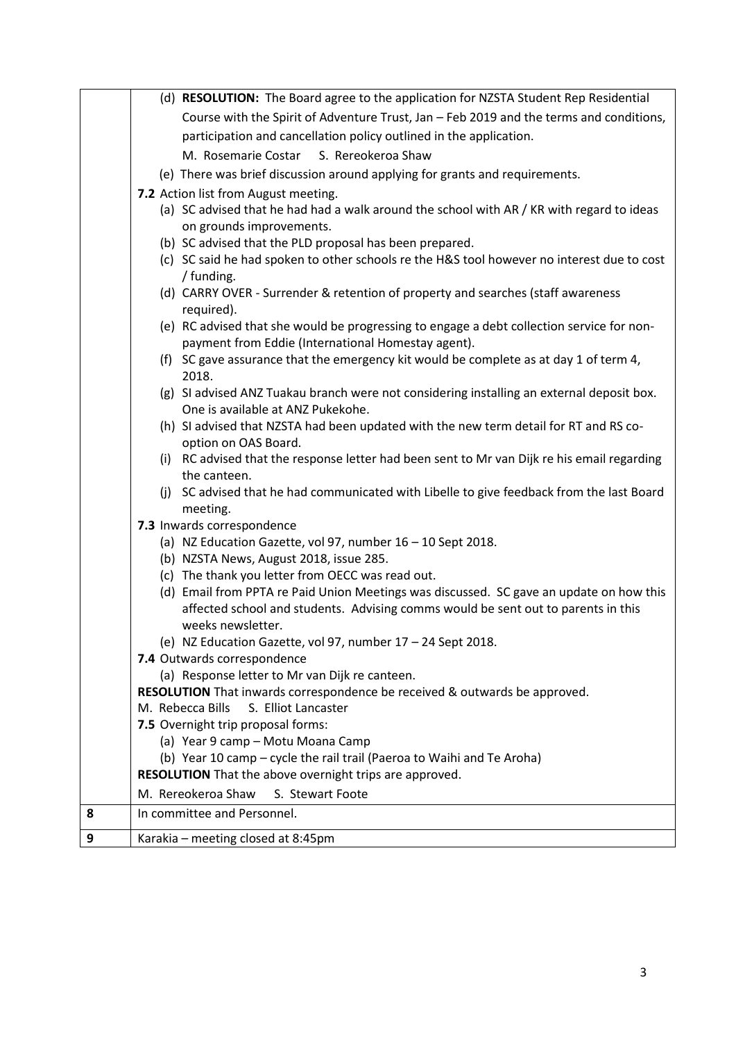| | |
|---|---|
| | (d) **RESOLUTION:** The Board agree to the application for NZSTA Student Rep Residential Course with the Spirit of Adventure Trust, Jan – Feb 2019 and the terms and conditions, participation and cancellation policy outlined in the application.<br>M. Rosemarie Costar   S. Rereokeroa Shaw<br>(e) There was brief discussion around applying for grants and requirements.<br>**7.2** Action list from August meeting.<br>(a) SC advised that he had had a walk around the school with AR / KR with regard to ideas on grounds improvements.<br>(b) SC advised that the PLD proposal has been prepared.<br>(c) SC said he had spoken to other schools re the H&S tool however no interest due to cost / funding.<br>(d) CARRY OVER - Surrender & retention of property and searches (staff awareness required).<br>(e) RC advised that she would be progressing to engage a debt collection service for non-payment from Eddie (International Homestay agent).<br>(f) SC gave assurance that the emergency kit would be complete as at day 1 of term 4, 2018.<br>(g) SI advised ANZ Tuakau branch were not considering installing an external deposit box. One is available at ANZ Pukekohe.<br>(h) SI advised that NZSTA had been updated with the new term detail for RT and RS co-option on OAS Board.<br>(i) RC advised that the response letter had been sent to Mr van Dijk re his email regarding the canteen.<br>(j) SC advised that he had communicated with Libelle to give feedback from the last Board meeting.<br>**7.3** Inwards correspondence<br>(a) NZ Education Gazette, vol 97, number 16 – 10 Sept 2018.<br>(b) NZSTA News, August 2018, issue 285.<br>(c) The thank you letter from OECC was read out.<br>(d) Email from PPTA re Paid Union Meetings was discussed. SC gave an update on how this affected school and students. Advising comms would be sent out to parents in this weeks newsletter.<br>(e) NZ Education Gazette, vol 97, number 17 – 24 Sept 2018.<br>**7.4** Outwards correspondence<br>(a) Response letter to Mr van Dijk re canteen.<br>**RESOLUTION** That inwards correspondence be received & outwards be approved.<br>M. Rebecca Bills   S. Elliot Lancaster<br>**7.5** Overnight trip proposal forms:<br>(a) Year 9 camp – Motu Moana Camp<br>(b) Year 10 camp – cycle the rail trail (Paeroa to Waihi and Te Aroha)<br>**RESOLUTION** That the above overnight trips are approved.<br>M. Rereokeroa Shaw   S. Stewart Foote |
| 8 | In committee and Personnel. |
| 9 | Karakia – meeting closed at 8:45pm |